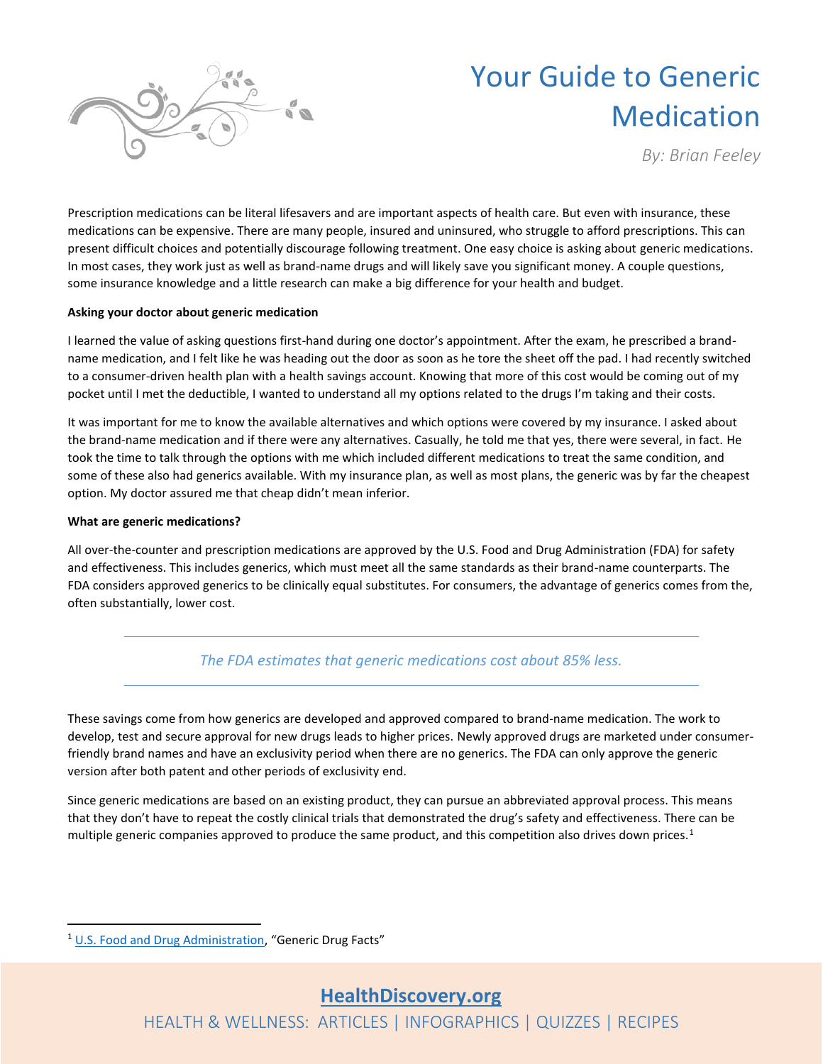# Your Guide to Generic Medication

*By: Brian Feeley*

Prescription medications can be literal lifesavers and are important aspects of health care. But even with insurance, these medications can be expensive. There are many people, insured and uninsured, who struggle to afford prescriptions. This can present difficult choices and potentially discourage following treatment. One easy choice is asking about generic medications. In most cases, they work just as well as brand-name drugs and will likely save you significant money. A couple questions, some insurance knowledge and a little research can make a big difference for your health and budget.

**Asking your doctor about generic medication**

I learned the value of asking questions first-hand during one doctor's appointment. After the exam, he prescribed a brand-name medication, and I felt like he was heading out the door as soon as he tore the sheet off the pad. I had recently switched to a consumer-driven health plan with a health savings account. Knowing that more of this cost would be coming out of my pocket until I met the deductible, I wanted to understand all my options related to the drugs I'm taking and their costs.

It was important for me to know the available alternatives and which options were covered by my insurance. I asked about the brand-name medication and if there were any alternatives. Casually, he told me that yes, there were several, in fact. He took the time to talk through the options with me which included different medications to treat the same condition, and some of these also had generics available. With my insurance plan, as well as most plans, the generic was by far the cheapest option. My doctor assured me that cheap didn't mean inferior.

**What are generic medications?**

All over-the-counter and prescription medications are approved by the U.S. Food and Drug Administration (FDA) for safety and effectiveness. This includes generics, which must meet all the same standards as their brand-name counterparts. The FDA considers approved generics to be clinically equal substitutes. For consumers, the advantage of generics comes from the, often substantially, lower cost.

---

*The FDA estimates that generic medications cost about 85% less.*

---

These savings come from how generics are developed and approved compared to brand-name medication. The work to develop, test and secure approval for new drugs leads to higher prices. Newly approved drugs are marketed under consumer-friendly brand names and have an exclusivity period when there are no generics. The FDA can only approve the generic version after both patent and other periods of exclusivity end.

Since generic medications are based on an existing product, they can pursue an abbreviated approval process. This means that they don't have to repeat the costly clinical trials that demonstrated the drug's safety and effectiveness. There can be multiple generic companies approved to produce the same product, and this competition also drives down prices.[1]

[1] U.S. Food and Drug Administration, "Generic Drug Facts"

**HealthDiscovery.org**

HEALTH & WELLNESS: ARTICLES | INFOGRAPHICS | QUIZZES | RECIPES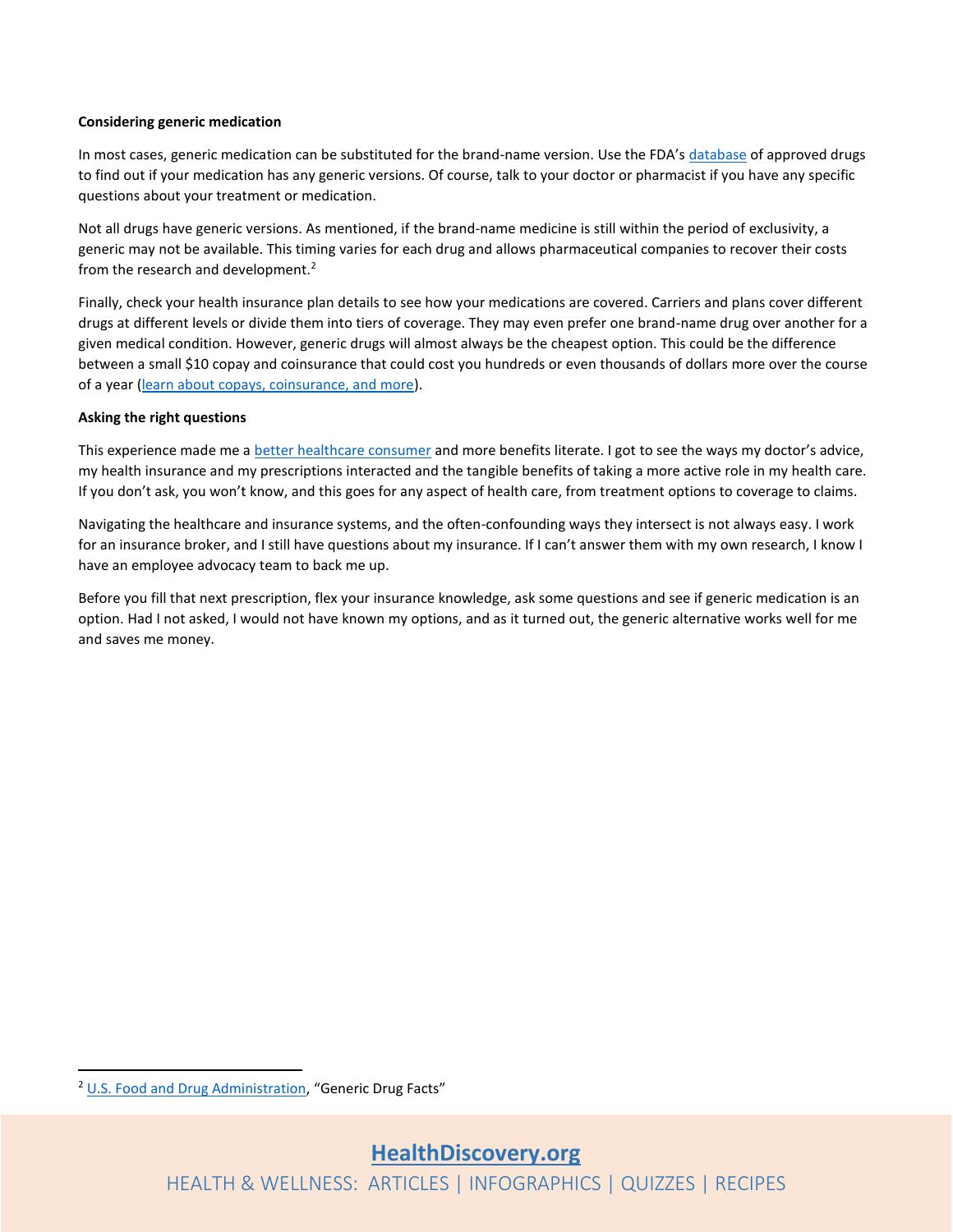**Considering generic medication**

In most cases, generic medication can be substituted for the brand-name version. Use the FDA's database of approved drugs to find out if your medication has any generic versions. Of course, talk to your doctor or pharmacist if you have any specific questions about your treatment or medication.

Not all drugs have generic versions. As mentioned, if the brand-name medicine is still within the period of exclusivity, a generic may not be available. This timing varies for each drug and allows pharmaceutical companies to recover their costs from the research and development.[2]

Finally, check your health insurance plan details to see how your medications are covered. Carriers and plans cover different drugs at different levels or divide them into tiers of coverage. They may even prefer one brand-name drug over another for a given medical condition. However, generic drugs will almost always be the cheapest option. This could be the difference between a small $10 copay and coinsurance that could cost you hundreds or even thousands of dollars more over the course of a year (learn about copays, coinsurance, and more).

**Asking the right questions**

This experience made me a better healthcare consumer and more benefits literate. I got to see the ways my doctor's advice, my health insurance and my prescriptions interacted and the tangible benefits of taking a more active role in my health care. If you don't ask, you won't know, and this goes for any aspect of health care, from treatment options to coverage to claims.

Navigating the healthcare and insurance systems, and the often-confounding ways they intersect is not always easy. I work for an insurance broker, and I still have questions about my insurance. If I can't answer them with my own research, I know I have an employee advocacy team to back me up.

Before you fill that next prescription, flex your insurance knowledge, ask some questions and see if generic medication is an option. Had I not asked, I would not have known my options, and as it turned out, the generic alternative works well for me and saves me money.

[2] U.S. Food and Drug Administration, "Generic Drug Facts"